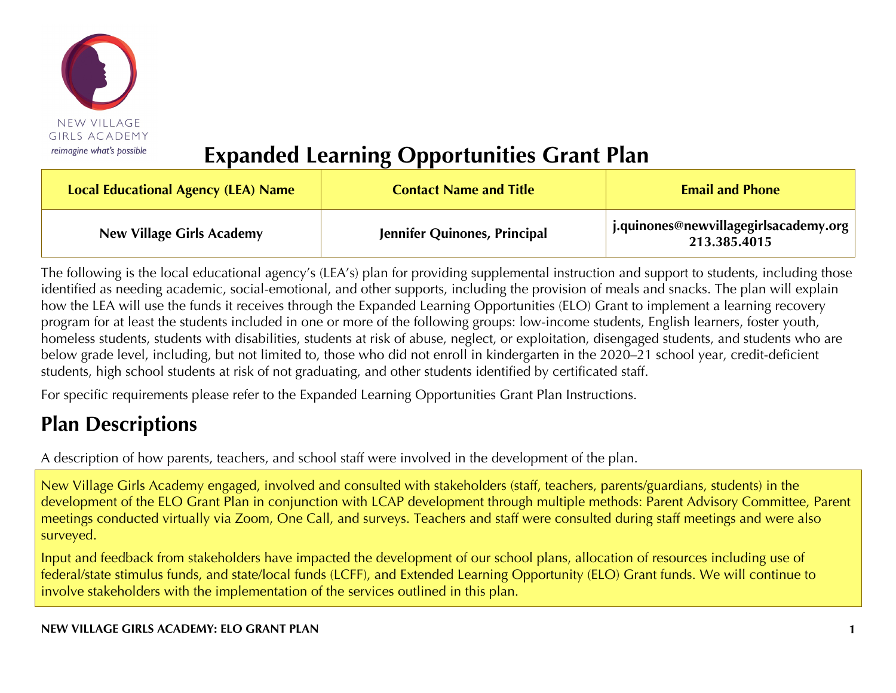NEW VILLAGE GIRLS ACADEMY
*reimagine what's possible*

# Expanded Learning Opportunities Grant Plan

| Local Educational Agency (LEA) Name | Contact Name and Title | Email and Phone |
| --- | --- | --- |
| New Village Girls Academy | Jennifer Quinones, Principal | j.quinones@newvillagegirlsacademy.org 213.385.4015 |

The following is the local educational agency's (LEA's) plan for providing supplemental instruction and support to students, including those identified as needing academic, social-emotional, and other supports, including the provision of meals and snacks. The plan will explain how the LEA will use the funds it receives through the Expanded Learning Opportunities (ELO) Grant to implement a learning recovery program for at least the students included in one or more of the following groups: low-income students, English learners, foster youth, homeless students, students with disabilities, students at risk of abuse, neglect, or exploitation, disengaged students, and students who are below grade level, including, but not limited to, those who did not enroll in kindergarten in the 2020–21 school year, credit-deficient students, high school students at risk of not graduating, and other students identified by certificated staff.

For specific requirements please refer to the Expanded Learning Opportunities Grant Plan Instructions.

## Plan Descriptions

A description of how parents, teachers, and school staff were involved in the development of the plan.

New Village Girls Academy engaged, involved and consulted with stakeholders (staff, teachers, parents/guardians, students) in the development of the ELO Grant Plan in conjunction with LCAP development through multiple methods: Parent Advisory Committee, Parent meetings conducted virtually via Zoom, One Call, and surveys. Teachers and staff were consulted during staff meetings and were also surveyed.

Input and feedback from stakeholders have impacted the development of our school plans, allocation of resources including use of federal/state stimulus funds, and state/local funds (LCFF), and Extended Learning Opportunity (ELO) Grant funds. We will continue to involve stakeholders with the implementation of the services outlined in this plan.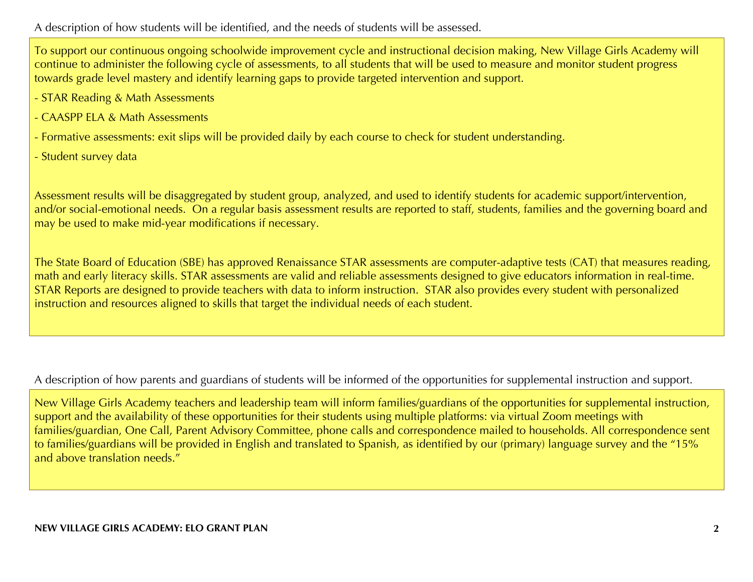A description of how students will be identified, and the needs of students will be assessed.

To support our continuous ongoing schoolwide improvement cycle and instructional decision making, New Village Girls Academy will continue to administer the following cycle of assessments, to all students that will be used to measure and monitor student progress towards grade level mastery and identify learning gaps to provide targeted intervention and support.

- STAR Reading & Math Assessments
- CAASPP ELA & Math Assessments
- Formative assessments: exit slips will be provided daily by each course to check for student understanding.
- Student survey data

Assessment results will be disaggregated by student group, analyzed, and used to identify students for academic support/intervention, and/or social-emotional needs. On a regular basis assessment results are reported to staff, students, families and the governing board and may be used to make mid-year modifications if necessary.

The State Board of Education (SBE) has approved Renaissance STAR assessments are computer-adaptive tests (CAT) that measures reading, math and early literacy skills. STAR assessments are valid and reliable assessments designed to give educators information in real-time. STAR Reports are designed to provide teachers with data to inform instruction. STAR also provides every student with personalized instruction and resources aligned to skills that target the individual needs of each student.

A description of how parents and guardians of students will be informed of the opportunities for supplemental instruction and support.

New Village Girls Academy teachers and leadership team will inform families/guardians of the opportunities for supplemental instruction, support and the availability of these opportunities for their students using multiple platforms: via virtual Zoom meetings with families/guardian, One Call, Parent Advisory Committee, phone calls and correspondence mailed to households. All correspondence sent to families/guardians will be provided in English and translated to Spanish, as identified by our (primary) language survey and the "15% and above translation needs."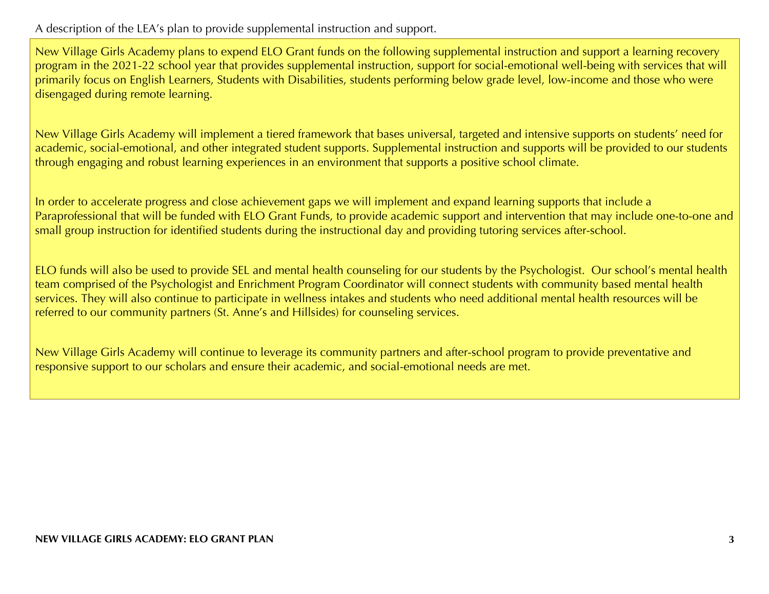A description of the LEA's plan to provide supplemental instruction and support.

New Village Girls Academy plans to expend ELO Grant funds on the following supplemental instruction and support a learning recovery program in the 2021-22 school year that provides supplemental instruction, support for social-emotional well-being with services that will primarily focus on English Learners, Students with Disabilities, students performing below grade level, low-income and those who were disengaged during remote learning.

New Village Girls Academy will implement a tiered framework that bases universal, targeted and intensive supports on students' need for academic, social-emotional, and other integrated student supports. Supplemental instruction and supports will be provided to our students through engaging and robust learning experiences in an environment that supports a positive school climate.

In order to accelerate progress and close achievement gaps we will implement and expand learning supports that include a Paraprofessional that will be funded with ELO Grant Funds, to provide academic support and intervention that may include one-to-one and small group instruction for identified students during the instructional day and providing tutoring services after-school.

ELO funds will also be used to provide SEL and mental health counseling for our students by the Psychologist. Our school's mental health team comprised of the Psychologist and Enrichment Program Coordinator will connect students with community based mental health services. They will also continue to participate in wellness intakes and students who need additional mental health resources will be referred to our community partners (St. Anne's and Hillsides) for counseling services.

New Village Girls Academy will continue to leverage its community partners and after-school program to provide preventative and responsive support to our scholars and ensure their academic, and social-emotional needs are met.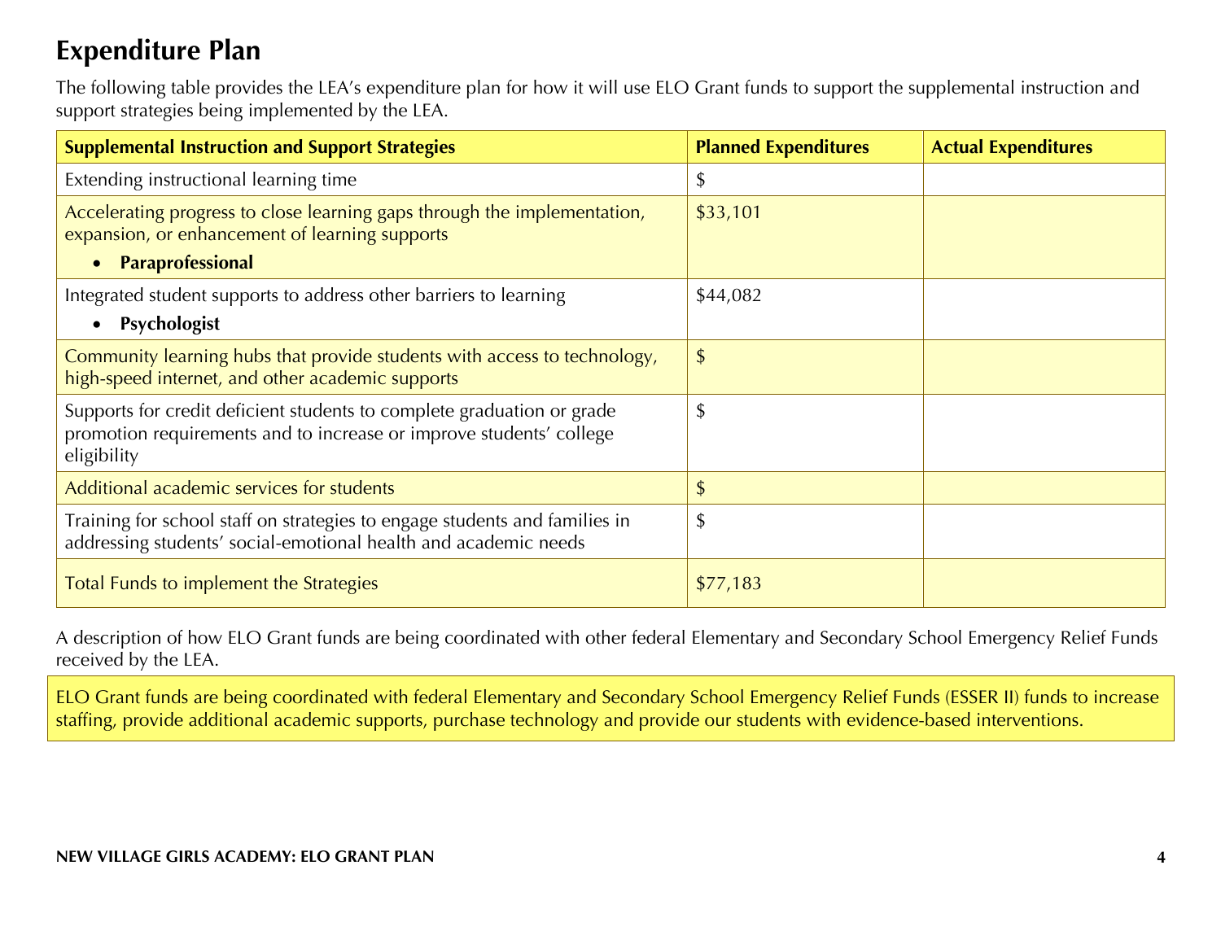## Expenditure Plan

The following table provides the LEA's expenditure plan for how it will use ELO Grant funds to support the supplemental instruction and support strategies being implemented by the LEA.

| Supplemental Instruction and Support Strategies | Planned Expenditures | Actual Expenditures |
|---|---|---|
| Extending instructional learning time | $ | |
| Accelerating progress to close learning gaps through the implementation, expansion, or enhancement of learning supports<br>• **Paraprofessional** | $33,101 | |
| Integrated student supports to address other barriers to learning<br>• **Psychologist** | $44,082 | |
| Community learning hubs that provide students with access to technology, high-speed internet, and other academic supports | $ | |
| Supports for credit deficient students to complete graduation or grade promotion requirements and to increase or improve students' college eligibility | $ | |
| Additional academic services for students | $ | |
| Training for school staff on strategies to engage students and families in addressing students' social-emotional health and academic needs | $ | |
| Total Funds to implement the Strategies | $77,183 | |

A description of how ELO Grant funds are being coordinated with other federal Elementary and Secondary School Emergency Relief Funds received by the LEA.

ELO Grant funds are being coordinated with federal Elementary and Secondary School Emergency Relief Funds (ESSER II) funds to increase staffing, provide additional academic supports, purchase technology and provide our students with evidence-based interventions.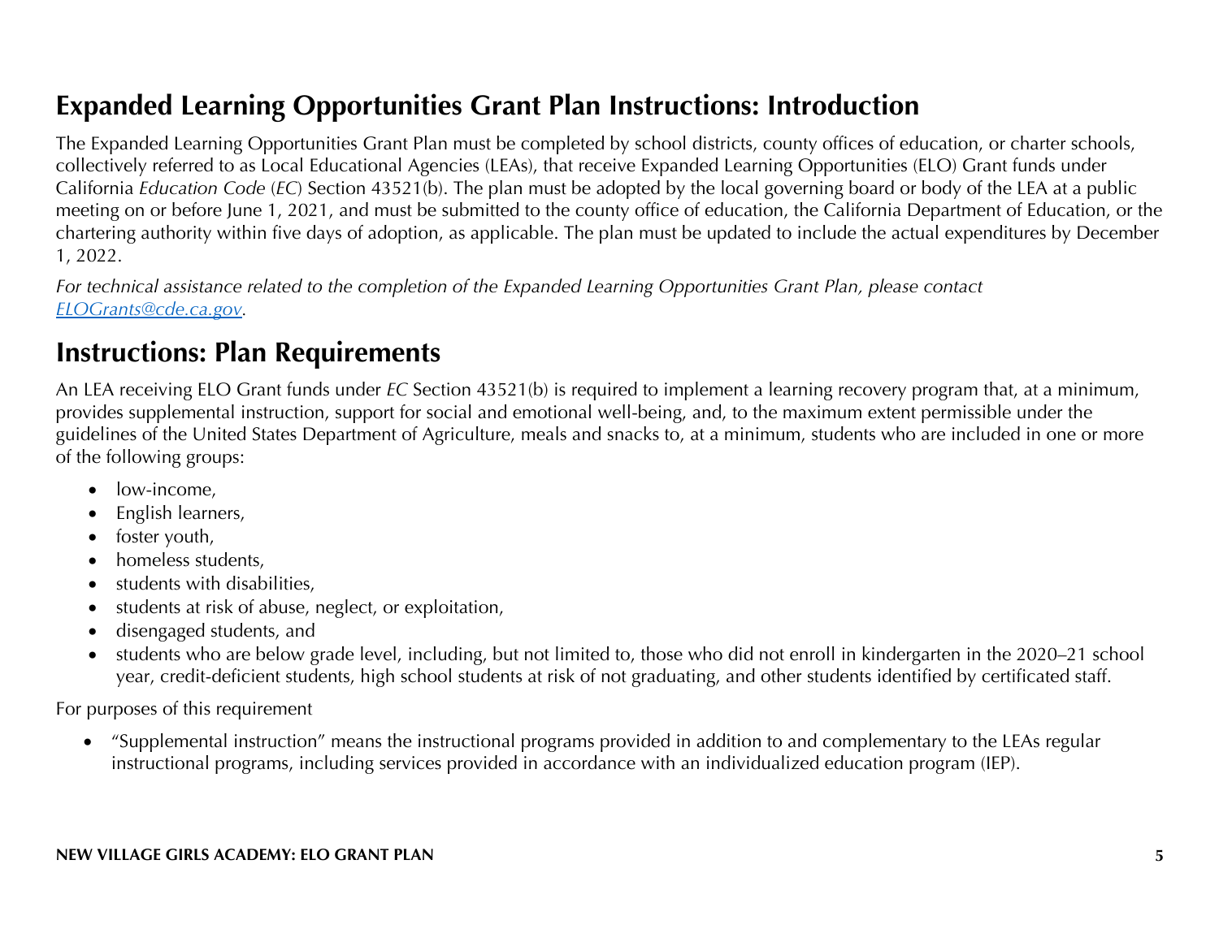## Expanded Learning Opportunities Grant Plan Instructions: Introduction

The Expanded Learning Opportunities Grant Plan must be completed by school districts, county offices of education, or charter schools, collectively referred to as Local Educational Agencies (LEAs), that receive Expanded Learning Opportunities (ELO) Grant funds under California *Education Code* (*EC*) Section 43521(b). The plan must be adopted by the local governing board or body of the LEA at a public meeting on or before June 1, 2021, and must be submitted to the county office of education, the California Department of Education, or the chartering authority within five days of adoption, as applicable. The plan must be updated to include the actual expenditures by December 1, 2022.

*For technical assistance related to the completion of the Expanded Learning Opportunities Grant Plan, please contact [ELOGrants@cde.ca.gov](mailto:ELOGrants@cde.ca.gov).*

## Instructions: Plan Requirements

An LEA receiving ELO Grant funds under *EC* Section 43521(b) is required to implement a learning recovery program that, at a minimum, provides supplemental instruction, support for social and emotional well-being, and, to the maximum extent permissible under the guidelines of the United States Department of Agriculture, meals and snacks to, at a minimum, students who are included in one or more of the following groups:

- low-income,
- English learners,
- foster youth,
- homeless students,
- students with disabilities,
- students at risk of abuse, neglect, or exploitation,
- disengaged students, and
- students who are below grade level, including, but not limited to, those who did not enroll in kindergarten in the 2020–21 school year, credit-deficient students, high school students at risk of not graduating, and other students identified by certificated staff.

For purposes of this requirement

- "Supplemental instruction" means the instructional programs provided in addition to and complementary to the LEAs regular instructional programs, including services provided in accordance with an individualized education program (IEP).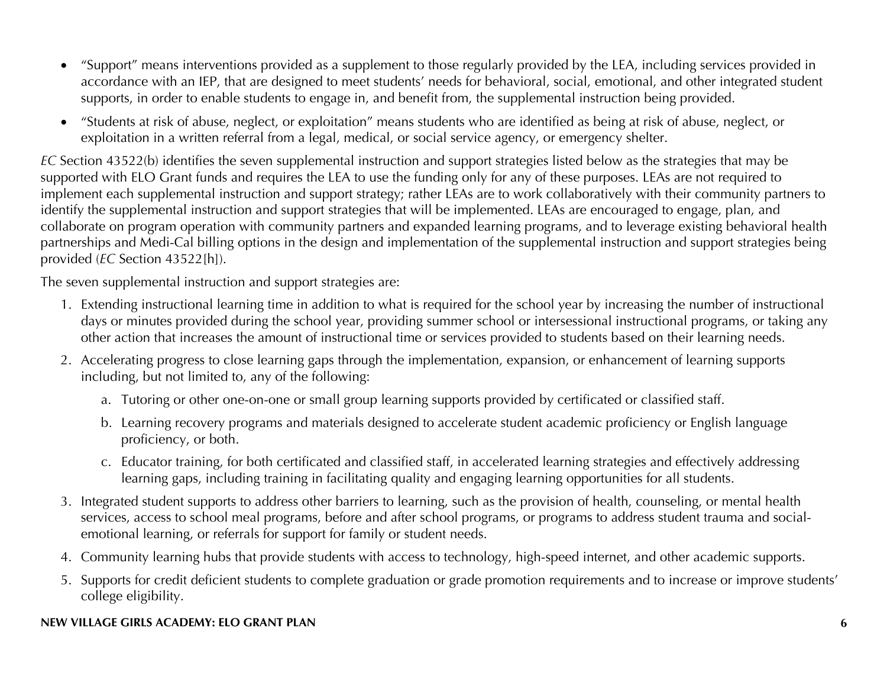- "Support" means interventions provided as a supplement to those regularly provided by the LEA, including services provided in accordance with an IEP, that are designed to meet students' needs for behavioral, social, emotional, and other integrated student supports, in order to enable students to engage in, and benefit from, the supplemental instruction being provided.
- "Students at risk of abuse, neglect, or exploitation" means students who are identified as being at risk of abuse, neglect, or exploitation in a written referral from a legal, medical, or social service agency, or emergency shelter.

*EC* Section 43522(b) identifies the seven supplemental instruction and support strategies listed below as the strategies that may be supported with ELO Grant funds and requires the LEA to use the funding only for any of these purposes. LEAs are not required to implement each supplemental instruction and support strategy; rather LEAs are to work collaboratively with their community partners to identify the supplemental instruction and support strategies that will be implemented. LEAs are encouraged to engage, plan, and collaborate on program operation with community partners and expanded learning programs, and to leverage existing behavioral health partnerships and Medi-Cal billing options in the design and implementation of the supplemental instruction and support strategies being provided (*EC* Section 43522[h]).

The seven supplemental instruction and support strategies are:

1. Extending instructional learning time in addition to what is required for the school year by increasing the number of instructional days or minutes provided during the school year, providing summer school or intersessional instructional programs, or taking any other action that increases the amount of instructional time or services provided to students based on their learning needs.
2. Accelerating progress to close learning gaps through the implementation, expansion, or enhancement of learning supports including, but not limited to, any of the following:
    a. Tutoring or other one-on-one or small group learning supports provided by certificated or classified staff.
    b. Learning recovery programs and materials designed to accelerate student academic proficiency or English language proficiency, or both.
    c. Educator training, for both certificated and classified staff, in accelerated learning strategies and effectively addressing learning gaps, including training in facilitating quality and engaging learning opportunities for all students.
3. Integrated student supports to address other barriers to learning, such as the provision of health, counseling, or mental health services, access to school meal programs, before and after school programs, or programs to address student trauma and social-emotional learning, or referrals for support for family or student needs.
4. Community learning hubs that provide students with access to technology, high-speed internet, and other academic supports.
5. Supports for credit deficient students to complete graduation or grade promotion requirements and to increase or improve students' college eligibility.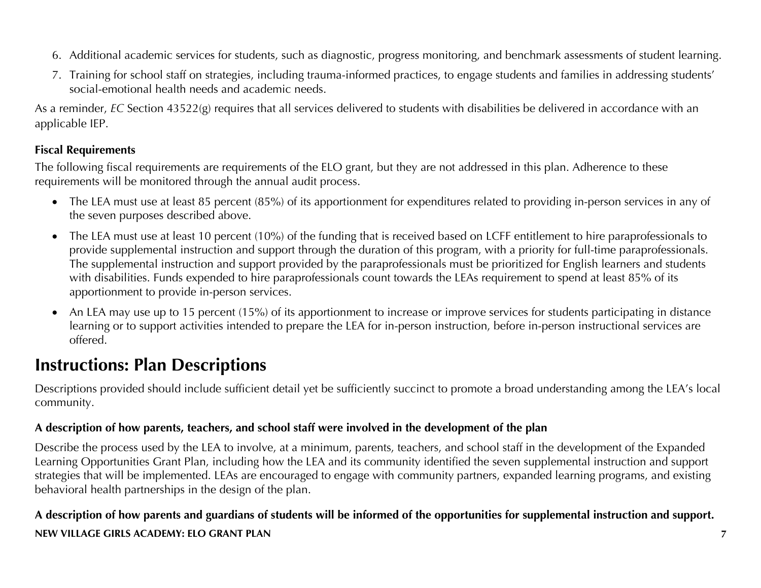6. Additional academic services for students, such as diagnostic, progress monitoring, and benchmark assessments of student learning.
7. Training for school staff on strategies, including trauma-informed practices, to engage students and families in addressing students' social-emotional health needs and academic needs.

As a reminder, *EC* Section 43522(g) requires that all services delivered to students with disabilities be delivered in accordance with an applicable IEP.

**Fiscal Requirements**

The following fiscal requirements are requirements of the ELO grant, but they are not addressed in this plan. Adherence to these requirements will be monitored through the annual audit process.

- The LEA must use at least 85 percent (85%) of its apportionment for expenditures related to providing in-person services in any of the seven purposes described above.
- The LEA must use at least 10 percent (10%) of the funding that is received based on LCFF entitlement to hire paraprofessionals to provide supplemental instruction and support through the duration of this program, with a priority for full-time paraprofessionals. The supplemental instruction and support provided by the paraprofessionals must be prioritized for English learners and students with disabilities. Funds expended to hire paraprofessionals count towards the LEAs requirement to spend at least 85% of its apportionment to provide in-person services.
- An LEA may use up to 15 percent (15%) of its apportionment to increase or improve services for students participating in distance learning or to support activities intended to prepare the LEA for in-person instruction, before in-person instructional services are offered.

## Instructions: Plan Descriptions

Descriptions provided should include sufficient detail yet be sufficiently succinct to promote a broad understanding among the LEA's local community.

**A description of how parents, teachers, and school staff were involved in the development of the plan**

Describe the process used by the LEA to involve, at a minimum, parents, teachers, and school staff in the development of the Expanded Learning Opportunities Grant Plan, including how the LEA and its community identified the seven supplemental instruction and support strategies that will be implemented. LEAs are encouraged to engage with community partners, expanded learning programs, and existing behavioral health partnerships in the design of the plan.

**A description of how parents and guardians of students will be informed of the opportunities for supplemental instruction and support.**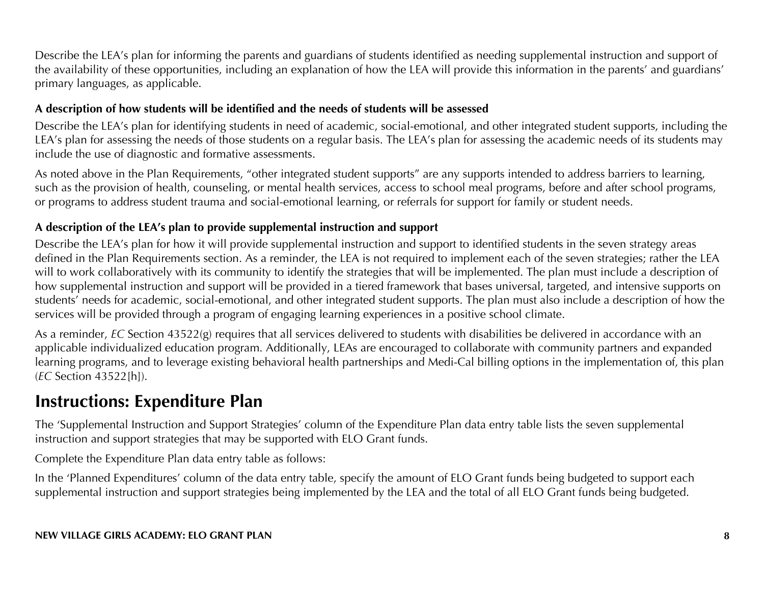Describe the LEA's plan for informing the parents and guardians of students identified as needing supplemental instruction and support of the availability of these opportunities, including an explanation of how the LEA will provide this information in the parents' and guardians' primary languages, as applicable.

**A description of how students will be identified and the needs of students will be assessed**

Describe the LEA's plan for identifying students in need of academic, social-emotional, and other integrated student supports, including the LEA's plan for assessing the needs of those students on a regular basis. The LEA's plan for assessing the academic needs of its students may include the use of diagnostic and formative assessments.

As noted above in the Plan Requirements, "other integrated student supports" are any supports intended to address barriers to learning, such as the provision of health, counseling, or mental health services, access to school meal programs, before and after school programs, or programs to address student trauma and social-emotional learning, or referrals for support for family or student needs.

**A description of the LEA's plan to provide supplemental instruction and support**

Describe the LEA's plan for how it will provide supplemental instruction and support to identified students in the seven strategy areas defined in the Plan Requirements section. As a reminder, the LEA is not required to implement each of the seven strategies; rather the LEA will to work collaboratively with its community to identify the strategies that will be implemented. The plan must include a description of how supplemental instruction and support will be provided in a tiered framework that bases universal, targeted, and intensive supports on students' needs for academic, social-emotional, and other integrated student supports. The plan must also include a description of how the services will be provided through a program of engaging learning experiences in a positive school climate.

As a reminder, *EC* Section 43522(g) requires that all services delivered to students with disabilities be delivered in accordance with an applicable individualized education program. Additionally, LEAs are encouraged to collaborate with community partners and expanded learning programs, and to leverage existing behavioral health partnerships and Medi-Cal billing options in the implementation of, this plan (*EC* Section 43522[h]).

## Instructions: Expenditure Plan

The 'Supplemental Instruction and Support Strategies' column of the Expenditure Plan data entry table lists the seven supplemental instruction and support strategies that may be supported with ELO Grant funds.

Complete the Expenditure Plan data entry table as follows:

In the 'Planned Expenditures' column of the data entry table, specify the amount of ELO Grant funds being budgeted to support each supplemental instruction and support strategies being implemented by the LEA and the total of all ELO Grant funds being budgeted.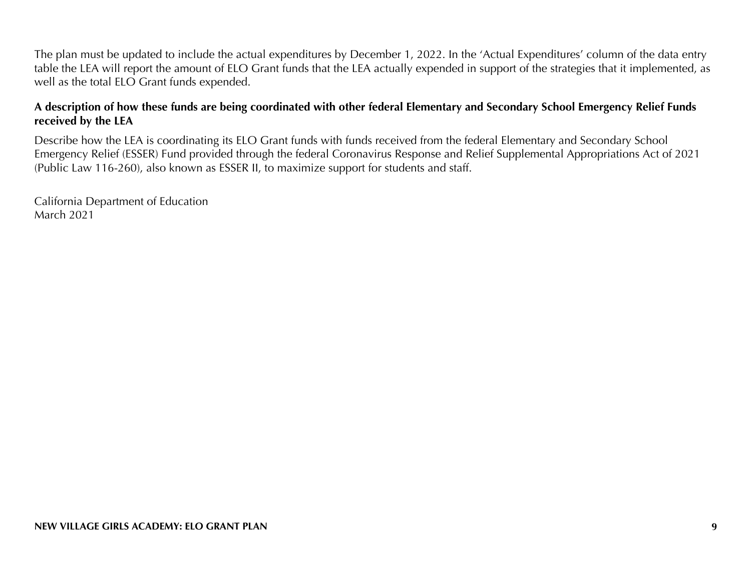The plan must be updated to include the actual expenditures by December 1, 2022. In the 'Actual Expenditures' column of the data entry table the LEA will report the amount of ELO Grant funds that the LEA actually expended in support of the strategies that it implemented, as well as the total ELO Grant funds expended.

**A description of how these funds are being coordinated with other federal Elementary and Secondary School Emergency Relief Funds received by the LEA**

Describe how the LEA is coordinating its ELO Grant funds with funds received from the federal Elementary and Secondary School Emergency Relief (ESSER) Fund provided through the federal Coronavirus Response and Relief Supplemental Appropriations Act of 2021 (Public Law 116-260), also known as ESSER II, to maximize support for students and staff.

California Department of Education
March 2021